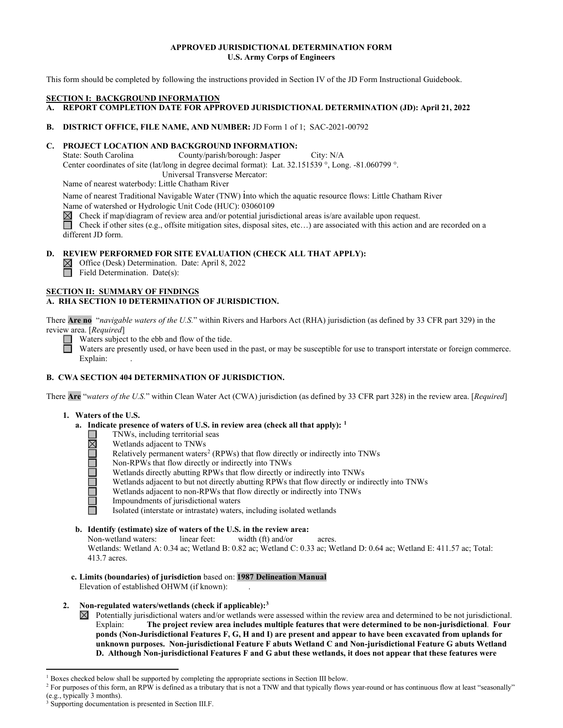**APPROVED JURISDICTIONAL DETERMINATION FORM**
**U.S. Army Corps of Engineers**

This form should be completed by following the instructions provided in Section IV of the JD Form Instructional Guidebook.

## SECTION I: BACKGROUND INFORMATION

**A. REPORT COMPLETION DATE FOR APPROVED JURISDICTIONAL DETERMINATION (JD): April 21, 2022**

**B. DISTRICT OFFICE, FILE NAME, AND NUMBER:** JD Form 1 of 1; SAC-2021-00792

**C. PROJECT LOCATION AND BACKGROUND INFORMATION:**

State: South Carolina County/parish/borough: Jasper City: N/A

Center coordinates of site (lat/long in degree decimal format): Lat. 32.151539 °, Long. -81.060799 °.

Universal Transverse Mercator:

Name of nearest waterbody: Little Chatham River

Name of nearest Traditional Navigable Water (TNW) into which the aquatic resource flows: Little Chatham River

Name of watershed or Hydrologic Unit Code (HUC): 03060109

☒ Check if map/diagram of review area and/or potential jurisdictional areas is/are available upon request.

☐ Check if other sites (e.g., offsite mitigation sites, disposal sites, etc…) are associated with this action and are recorded on a different JD form.

**D. REVIEW PERFORMED FOR SITE EVALUATION (CHECK ALL THAT APPLY):**

☒ Office (Desk) Determination. Date: April 8, 2022

☐ Field Determination. Date(s):

## SECTION II: SUMMARY OF FINDINGS

**A. RHA SECTION 10 DETERMINATION OF JURISDICTION.**

There **Are no** "*navigable waters of the U.S.*" within Rivers and Harbors Act (RHA) jurisdiction (as defined by 33 CFR part 329) in the review area. [*Required*]

☐ Waters subject to the ebb and flow of the tide.

☐ Waters are presently used, or have been used in the past, or may be susceptible for use to transport interstate or foreign commerce. Explain: .

**B. CWA SECTION 404 DETERMINATION OF JURISDICTION.**

There **Are** "*waters of the U.S.*" within Clean Water Act (CWA) jurisdiction (as defined by 33 CFR part 328) in the review area. [*Required*]

**1. Waters of the U.S.**

**a. Indicate presence of waters of U.S. in review area (check all that apply):** [1]

☐ TNWs, including territorial seas

☒ Wetlands adjacent to TNWs

☐ Relatively permanent waters[2] (RPWs) that flow directly or indirectly into TNWs

☐ Non-RPWs that flow directly or indirectly into TNWs

☐ Wetlands directly abutting RPWs that flow directly or indirectly into TNWs

☐ Wetlands adjacent to but not directly abutting RPWs that flow directly or indirectly into TNWs

☐ Wetlands adjacent to non-RPWs that flow directly or indirectly into TNWs

☐ Impoundments of jurisdictional waters

☐ Isolated (interstate or intrastate) waters, including isolated wetlands

**b. Identify (estimate) size of waters of the U.S. in the review area:**

Non-wetland waters: linear feet: width (ft) and/or acres.

Wetlands: Wetland A: 0.34 ac; Wetland B: 0.82 ac; Wetland C: 0.33 ac; Wetland D: 0.64 ac; Wetland E: 411.57 ac; Total: 413.7 acres.

**c. Limits (boundaries) of jurisdiction** based on: **1987 Delineation Manual**

Elevation of established OHWM (if known): .

**2. Non-regulated waters/wetlands (check if applicable):**[3]

☒ Potentially jurisdictional waters and/or wetlands were assessed within the review area and determined to be not jurisdictional. Explain: **The project review area includes multiple features that were determined to be non-jurisdictional**. **Four ponds (Non-Jurisdictional Features F, G, H and I) are present and appear to have been excavated from uplands for unknown purposes. Non-jurisdictional Feature F abuts Wetland C and Non-jurisdictional Feature G abuts Wetland D. Although Non-jurisdictional Features F and G abut these wetlands, it does not appear that these features were**

---

[1] Boxes checked below shall be supported by completing the appropriate sections in Section III below.

[2] For purposes of this form, an RPW is defined as a tributary that is not a TNW and that typically flows year-round or has continuous flow at least "seasonally" (e.g., typically 3 months).

[3] Supporting documentation is presented in Section III.F.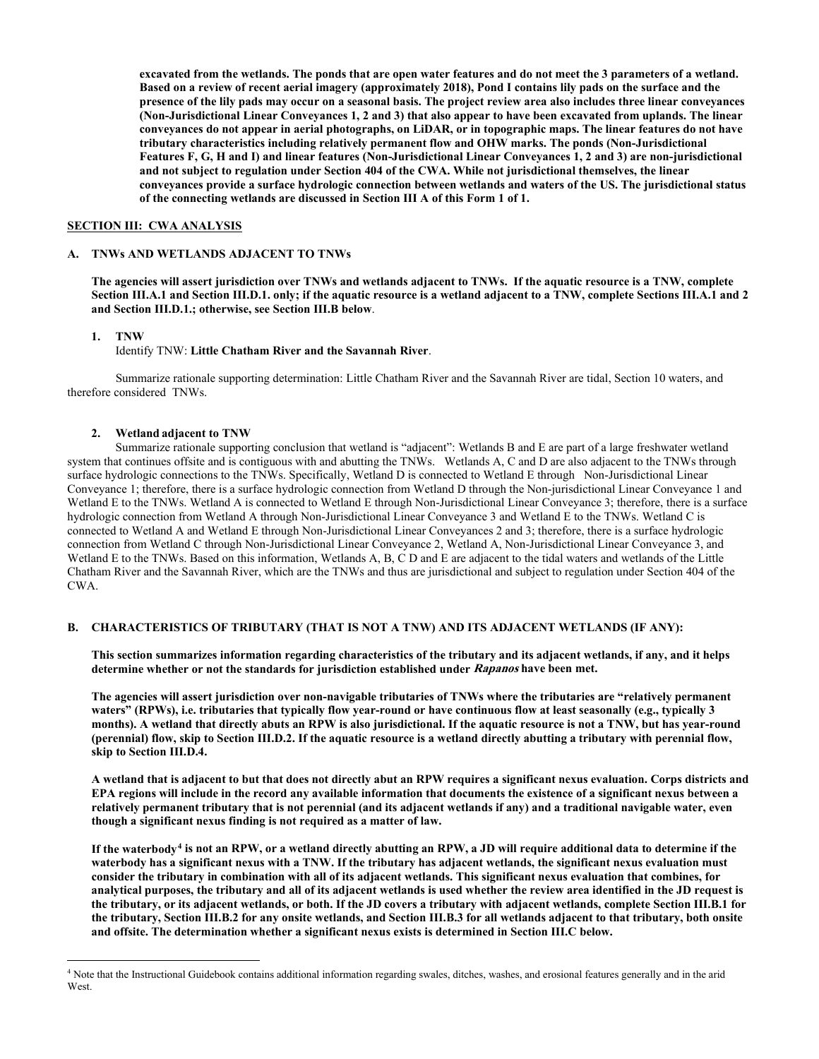**excavated from the wetlands. The ponds that are open water features and do not meet the 3 parameters of a wetland. Based on a review of recent aerial imagery (approximately 2018), Pond I contains lily pads on the surface and the presence of the lily pads may occur on a seasonal basis. The project review area also includes three linear conveyances (Non-Jurisdictional Linear Conveyances 1, 2 and 3) that also appear to have been excavated from uplands. The linear conveyances do not appear in aerial photographs, on LiDAR, or in topographic maps. The linear features do not have tributary characteristics including relatively permanent flow and OHW marks. The ponds (Non-Jurisdictional Features F, G, H and I) and linear features (Non-Jurisdictional Linear Conveyances 1, 2 and 3) are non-jurisdictional and not subject to regulation under Section 404 of the CWA. While not jurisdictional themselves, the linear conveyances provide a surface hydrologic connection between wetlands and waters of the US. The jurisdictional status of the connecting wetlands are discussed in Section III A of this Form 1 of 1.**

## SECTION III: CWA ANALYSIS

### A. TNWs AND WETLANDS ADJACENT TO TNWs

**The agencies will assert jurisdiction over TNWs and wetlands adjacent to TNWs. If the aquatic resource is a TNW, complete Section III.A.1 and Section III.D.1. only; if the aquatic resource is a wetland adjacent to a TNW, complete Sections III.A.1 and 2 and Section III.D.1.; otherwise, see Section III.B below**.

#### 1. TNW

Identify TNW: **Little Chatham River and the Savannah River**.

Summarize rationale supporting determination: Little Chatham River and the Savannah River are tidal, Section 10 waters, and therefore considered TNWs.

#### 2. Wetland adjacent to TNW

Summarize rationale supporting conclusion that wetland is "adjacent": Wetlands B and E are part of a large freshwater wetland system that continues offsite and is contiguous with and abutting the TNWs. Wetlands A, C and D are also adjacent to the TNWs through surface hydrologic connections to the TNWs. Specifically, Wetland D is connected to Wetland E through Non-Jurisdictional Linear Conveyance 1; therefore, there is a surface hydrologic connection from Wetland D through the Non-jurisdictional Linear Conveyance 1 and Wetland E to the TNWs. Wetland A is connected to Wetland E through Non-Jurisdictional Linear Conveyance 3; therefore, there is a surface hydrologic connection from Wetland A through Non-Jurisdictional Linear Conveyance 3 and Wetland E to the TNWs. Wetland C is connected to Wetland A and Wetland E through Non-Jurisdictional Linear Conveyances 2 and 3; therefore, there is a surface hydrologic connection from Wetland C through Non-Jurisdictional Linear Conveyance 2, Wetland A, Non-Jurisdictional Linear Conveyance 3, and Wetland E to the TNWs. Based on this information, Wetlands A, B, C D and E are adjacent to the tidal waters and wetlands of the Little Chatham River and the Savannah River, which are the TNWs and thus are jurisdictional and subject to regulation under Section 404 of the CWA.

### B. CHARACTERISTICS OF TRIBUTARY (THAT IS NOT A TNW) AND ITS ADJACENT WETLANDS (IF ANY):

**This section summarizes information regarding characteristics of the tributary and its adjacent wetlands, if any, and it helps determine whether or not the standards for jurisdiction established under *Rapanos* have been met.**

**The agencies will assert jurisdiction over non-navigable tributaries of TNWs where the tributaries are "relatively permanent waters" (RPWs), i.e. tributaries that typically flow year-round or have continuous flow at least seasonally (e.g., typically 3 months). A wetland that directly abuts an RPW is also jurisdictional. If the aquatic resource is not a TNW, but has year-round (perennial) flow, skip to Section III.D.2. If the aquatic resource is a wetland directly abutting a tributary with perennial flow, skip to Section III.D.4.**

**A wetland that is adjacent to but that does not directly abut an RPW requires a significant nexus evaluation. Corps districts and EPA regions will include in the record any available information that documents the existence of a significant nexus between a relatively permanent tributary that is not perennial (and its adjacent wetlands if any) and a traditional navigable water, even though a significant nexus finding is not required as a matter of law.**

**If the waterbody[4] is not an RPW, or a wetland directly abutting an RPW, a JD will require additional data to determine if the waterbody has a significant nexus with a TNW. If the tributary has adjacent wetlands, the significant nexus evaluation must consider the tributary in combination with all of its adjacent wetlands. This significant nexus evaluation that combines, for analytical purposes, the tributary and all of its adjacent wetlands is used whether the review area identified in the JD request is the tributary, or its adjacent wetlands, or both. If the JD covers a tributary with adjacent wetlands, complete Section III.B.1 for the tributary, Section III.B.2 for any onsite wetlands, and Section III.B.3 for all wetlands adjacent to that tributary, both onsite and offsite. The determination whether a significant nexus exists is determined in Section III.C below.**

---

[4] Note that the Instructional Guidebook contains additional information regarding swales, ditches, washes, and erosional features generally and in the arid West.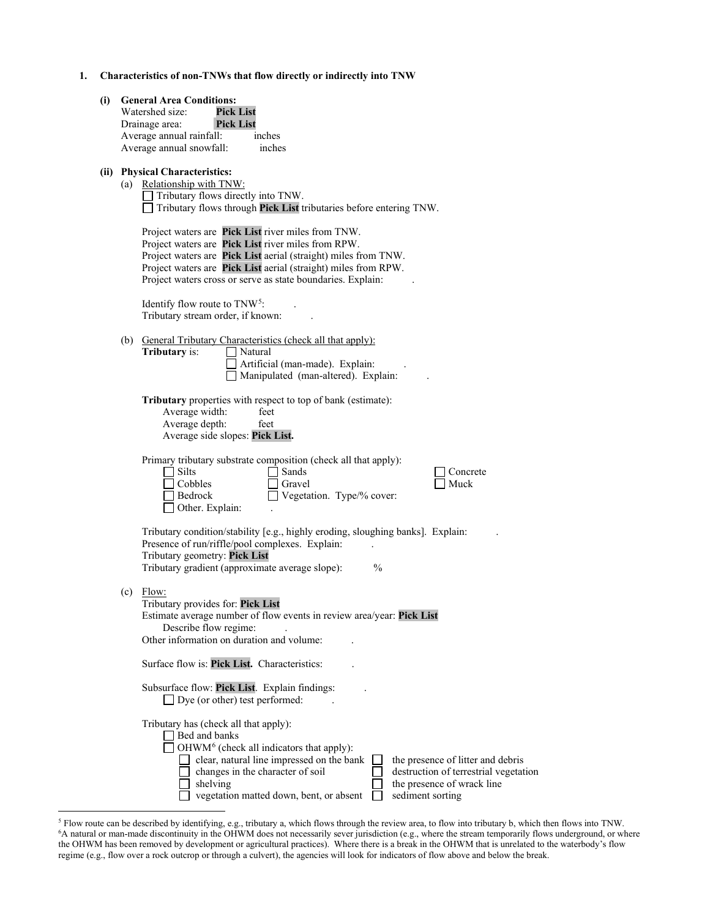**1. Characteristics of non-TNWs that flow directly or indirectly into TNW**

**(i) General Area Conditions:**

Watershed size: **Pick List**
Drainage area: **Pick List**
Average annual rainfall: inches
Average annual snowfall: inches

**(ii) Physical Characteristics:**

(a) Relationship with TNW:

- ☐ Tributary flows directly into TNW.
- ☐ Tributary flows through **Pick List** tributaries before entering TNW.

Project waters are **Pick List** river miles from TNW.
Project waters are **Pick List** river miles from RPW.
Project waters are **Pick List** aerial (straight) miles from TNW.
Project waters are **Pick List** aerial (straight) miles from RPW.
Project waters cross or serve as state boundaries. Explain: .

Identify flow route to TNW[5]: .
Tributary stream order, if known: .

(b) General Tributary Characteristics (check all that apply):

**Tributary** is:
- ☐ Natural
- ☐ Artificial (man-made). Explain: .
- ☐ Manipulated (man-altered). Explain: .

**Tributary** properties with respect to top of bank (estimate):
Average width: feet
Average depth: feet
Average side slopes: **Pick List.**

Primary tributary substrate composition (check all that apply):

- ☐ Silts
- ☐ Sands
- ☐ Concrete
- ☐ Cobbles
- ☐ Gravel
- ☐ Muck
- ☐ Bedrock
- ☐ Vegetation. Type/% cover:
- ☐ Other. Explain: .

Tributary condition/stability [e.g., highly eroding, sloughing banks]. Explain: .
Presence of run/riffle/pool complexes. Explain: .
Tributary geometry: **Pick List**
Tributary gradient (approximate average slope): %

(c) Flow:

Tributary provides for: **Pick List**
Estimate average number of flow events in review area/year: **Pick List**
Describe flow regime: .
Other information on duration and volume: .

Surface flow is: **Pick List.** Characteristics: .

Subsurface flow: **Pick List**. Explain findings: .
- ☐ Dye (or other) test performed: .

Tributary has (check all that apply):
- ☐ Bed and banks
- ☐ OHWM[6] (check all indicators that apply):
  - ☐ clear, natural line impressed on the bank
  - ☐ the presence of litter and debris
  - ☐ changes in the character of soil
  - ☐ destruction of terrestrial vegetation
  - ☐ shelving
  - ☐ the presence of wrack line
  - ☐ vegetation matted down, bent, or absent
  - ☐ sediment sorting

---

[5] Flow route can be described by identifying, e.g., tributary a, which flows through the review area, to flow into tributary b, which then flows into TNW.
[6] A natural or man-made discontinuity in the OHWM does not necessarily sever jurisdiction (e.g., where the stream temporarily flows underground, or where the OHWM has been removed by development or agricultural practices). Where there is a break in the OHWM that is unrelated to the waterbody's flow regime (e.g., flow over a rock outcrop or through a culvert), the agencies will look for indicators of flow above and below the break.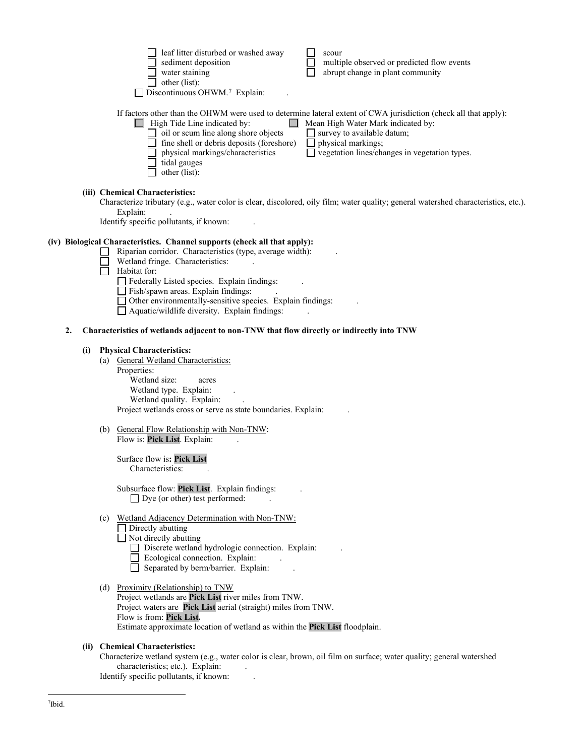☐ leaf litter disturbed or washed away
☐ sediment deposition
☐ water staining
☐ other (list):
☐ scour
☐ multiple observed or predicted flow events
☐ abrupt change in plant community

☐ Discontinuous OHWM.[7] Explain: .

If factors other than the OHWM were used to determine lateral extent of CWA jurisdiction (check all that apply):

☐ High Tide Line indicated by:
- ☐ oil or scum line along shore objects
- ☐ fine shell or debris deposits (foreshore)
- ☐ physical markings/characteristics
- ☐ tidal gauges
- ☐ other (list):

☐ Mean High Water Mark indicated by:
- ☐ survey to available datum;
- ☐ physical markings;
- ☐ vegetation lines/changes in vegetation types.

**(iii) Chemical Characteristics:**

Characterize tributary (e.g., water color is clear, discolored, oily film; water quality; general watershed characteristics, etc.). Explain: .

Identify specific pollutants, if known: .

**(iv) Biological Characteristics. Channel supports (check all that apply):**

☐ Riparian corridor. Characteristics (type, average width): .
☐ Wetland fringe. Characteristics: .
☐ Habitat for:
- ☐ Federally Listed species. Explain findings: .
- ☐ Fish/spawn areas. Explain findings: .
- ☐ Other environmentally-sensitive species. Explain findings: .
- ☐ Aquatic/wildlife diversity. Explain findings: .

**2. Characteristics of wetlands adjacent to non-TNW that flow directly or indirectly into TNW**

**(i) Physical Characteristics:**

(a) General Wetland Characteristics:

Properties:
- Wetland size: acres
- Wetland type. Explain: .
- Wetland quality. Explain: .

Project wetlands cross or serve as state boundaries. Explain: .

(b) General Flow Relationship with Non-TNW:

Flow is: **Pick List**. Explain: .

Surface flow is**: Pick List**
Characteristics: .

Subsurface flow: **Pick List**. Explain findings: .
☐ Dye (or other) test performed: .

(c) Wetland Adjacency Determination with Non-TNW:

☐ Directly abutting
☐ Not directly abutting
- ☐ Discrete wetland hydrologic connection. Explain: .
- ☐ Ecological connection. Explain: .
- ☐ Separated by berm/barrier. Explain: .

(d) Proximity (Relationship) to TNW

Project wetlands are **Pick List** river miles from TNW.
Project waters are **Pick List** aerial (straight) miles from TNW.
Flow is from: **Pick List.**
Estimate approximate location of wetland as within the **Pick List** floodplain.

**(ii) Chemical Characteristics:**

Characterize wetland system (e.g., water color is clear, brown, oil film on surface; water quality; general watershed characteristics; etc.). Explain: .

Identify specific pollutants, if known: .

[7]Ibid.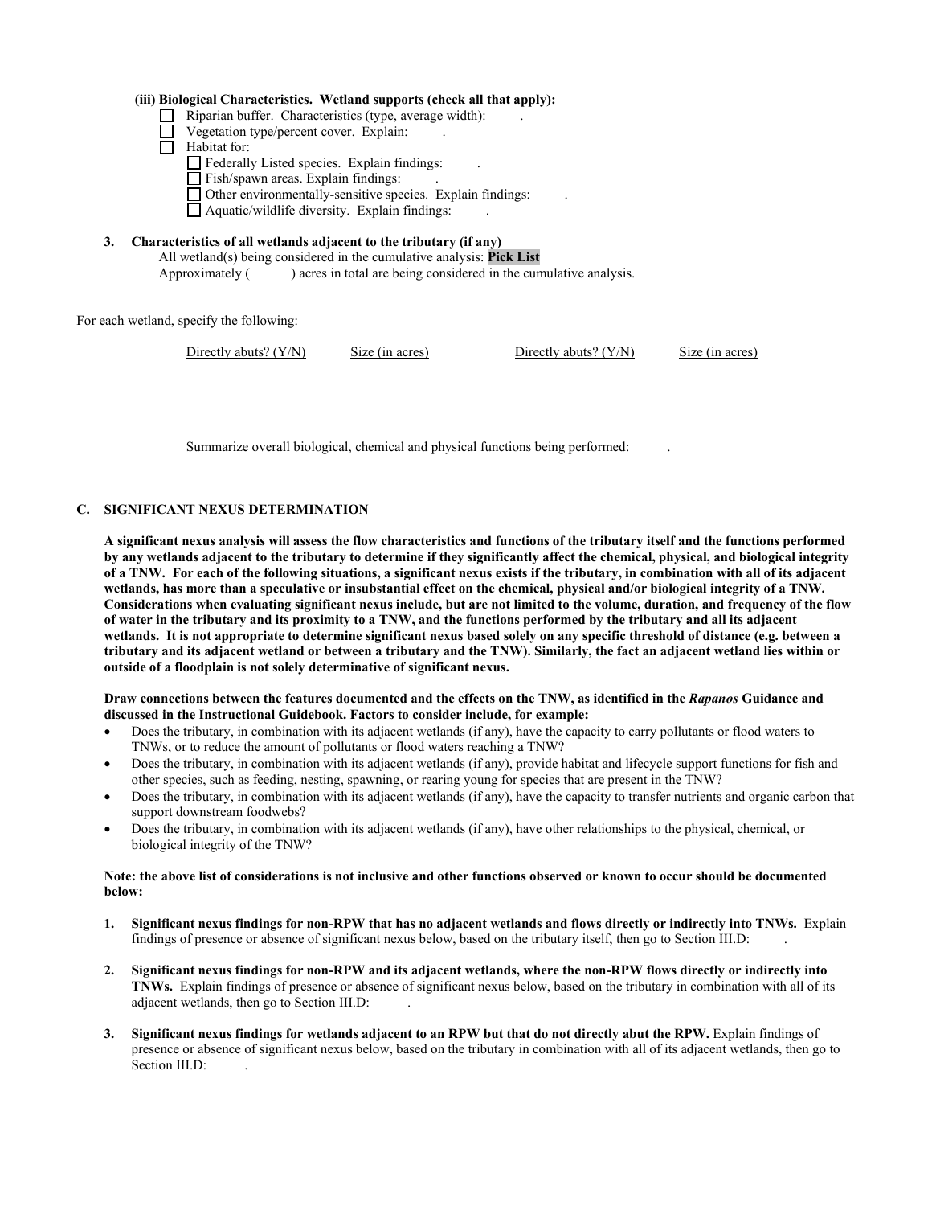**(iii) Biological Characteristics. Wetland supports (check all that apply):**

- ☐ Riparian buffer. Characteristics (type, average width): .
- ☐ Vegetation type/percent cover. Explain: .
- ☐ Habitat for:
  - ☐ Federally Listed species. Explain findings: .
  - ☐ Fish/spawn areas. Explain findings: .
  - ☐ Other environmentally-sensitive species. Explain findings: .
  - ☐ Aquatic/wildlife diversity. Explain findings: .

**3. Characteristics of all wetlands adjacent to the tributary (if any)**

All wetland(s) being considered in the cumulative analysis: **Pick List**

Approximately ( ) acres in total are being considered in the cumulative analysis.

For each wetland, specify the following:

| Directly abuts? (Y/N) | Size (in acres) | Directly abuts? (Y/N) | Size (in acres) |
|---|---|---|---|
| | | | |

Summarize overall biological, chemical and physical functions being performed: .

## C. SIGNIFICANT NEXUS DETERMINATION

**A significant nexus analysis will assess the flow characteristics and functions of the tributary itself and the functions performed by any wetlands adjacent to the tributary to determine if they significantly affect the chemical, physical, and biological integrity of a TNW. For each of the following situations, a significant nexus exists if the tributary, in combination with all of its adjacent wetlands, has more than a speculative or insubstantial effect on the chemical, physical and/or biological integrity of a TNW. Considerations when evaluating significant nexus include, but are not limited to the volume, duration, and frequency of the flow of water in the tributary and its proximity to a TNW, and the functions performed by the tributary and all its adjacent wetlands. It is not appropriate to determine significant nexus based solely on any specific threshold of distance (e.g. between a tributary and its adjacent wetland or between a tributary and the TNW). Similarly, the fact an adjacent wetland lies within or outside of a floodplain is not solely determinative of significant nexus.**

**Draw connections between the features documented and the effects on the TNW, as identified in the *Rapanos* Guidance and discussed in the Instructional Guidebook. Factors to consider include, for example:**

- Does the tributary, in combination with its adjacent wetlands (if any), have the capacity to carry pollutants or flood waters to TNWs, or to reduce the amount of pollutants or flood waters reaching a TNW?
- Does the tributary, in combination with its adjacent wetlands (if any), provide habitat and lifecycle support functions for fish and other species, such as feeding, nesting, spawning, or rearing young for species that are present in the TNW?
- Does the tributary, in combination with its adjacent wetlands (if any), have the capacity to transfer nutrients and organic carbon that support downstream foodwebs?
- Does the tributary, in combination with its adjacent wetlands (if any), have other relationships to the physical, chemical, or biological integrity of the TNW?

**Note: the above list of considerations is not inclusive and other functions observed or known to occur should be documented below:**

1. **Significant nexus findings for non-RPW that has no adjacent wetlands and flows directly or indirectly into TNWs.** Explain findings of presence or absence of significant nexus below, based on the tributary itself, then go to Section III.D: .

2. **Significant nexus findings for non-RPW and its adjacent wetlands, where the non-RPW flows directly or indirectly into TNWs.** Explain findings of presence or absence of significant nexus below, based on the tributary in combination with all of its adjacent wetlands, then go to Section III.D: .

3. **Significant nexus findings for wetlands adjacent to an RPW but that do not directly abut the RPW.** Explain findings of presence or absence of significant nexus below, based on the tributary in combination with all of its adjacent wetlands, then go to Section III.D: .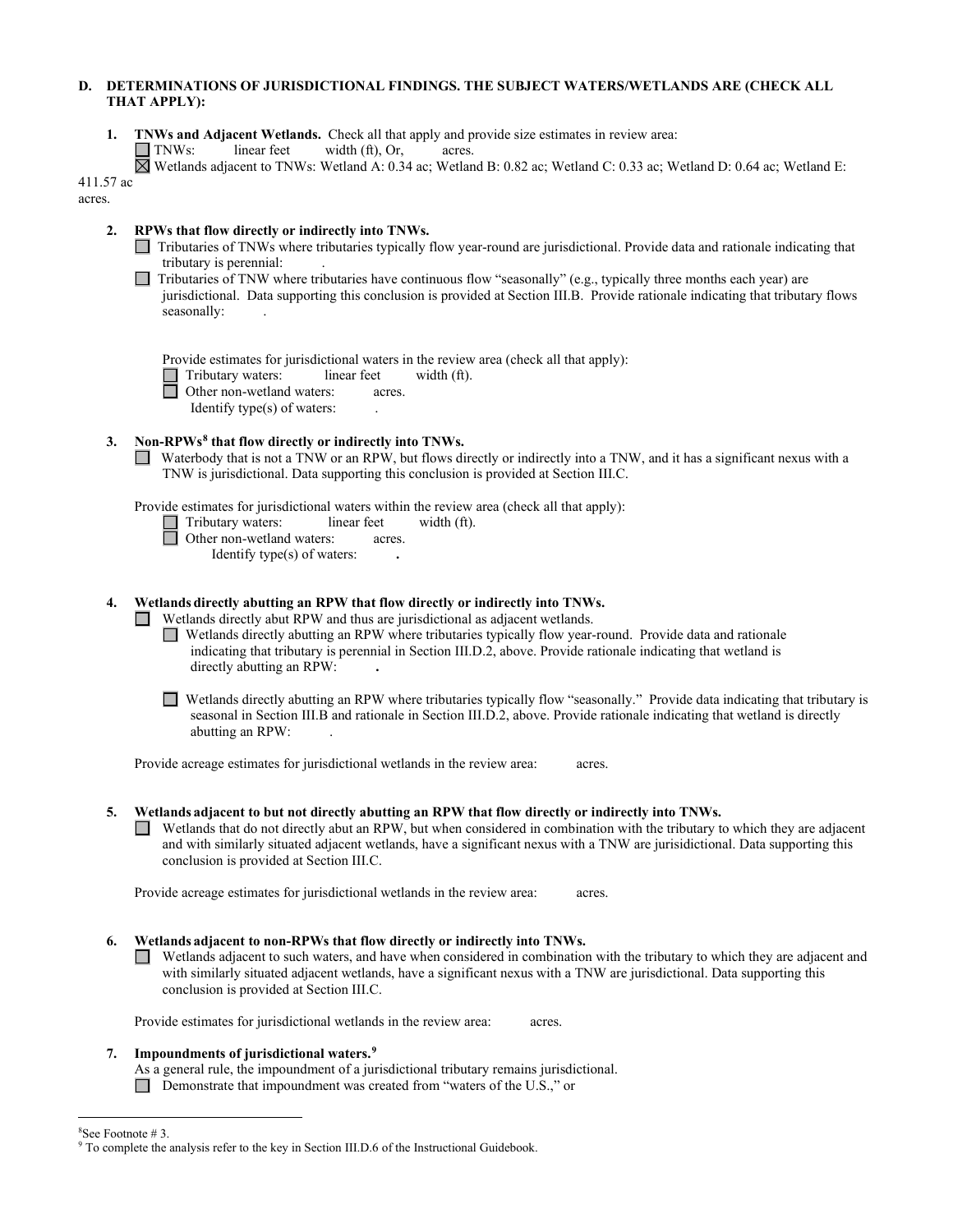**D. DETERMINATIONS OF JURISDICTIONAL FINDINGS. THE SUBJECT WATERS/WETLANDS ARE (CHECK ALL THAT APPLY):**

**1. TNWs and Adjacent Wetlands.** Check all that apply and provide size estimates in review area:

☐ TNWs: linear feet width (ft), Or, acres.

☒ Wetlands adjacent to TNWs: Wetland A: 0.34 ac; Wetland B: 0.82 ac; Wetland C: 0.33 ac; Wetland D: 0.64 ac; Wetland E: 411.57 ac acres.

**2. RPWs that flow directly or indirectly into TNWs.**

☐ Tributaries of TNWs where tributaries typically flow year-round are jurisdictional. Provide data and rationale indicating that tributary is perennial: .

☐ Tributaries of TNW where tributaries have continuous flow "seasonally" (e.g., typically three months each year) are jurisdictional. Data supporting this conclusion is provided at Section III.B. Provide rationale indicating that tributary flows seasonally: .

Provide estimates for jurisdictional waters in the review area (check all that apply):

☐ Tributary waters: linear feet width (ft).

☐ Other non-wetland waters: acres.

Identify type(s) of waters: .

**3. Non-RPWs[8] that flow directly or indirectly into TNWs.**

☐ Waterbody that is not a TNW or an RPW, but flows directly or indirectly into a TNW, and it has a significant nexus with a TNW is jurisdictional. Data supporting this conclusion is provided at Section III.C.

Provide estimates for jurisdictional waters within the review area (check all that apply):

☐ Tributary waters: linear feet width (ft).

☐ Other non-wetland waters: acres.

Identify type(s) of waters: **.**

**4. Wetlands directly abutting an RPW that flow directly or indirectly into TNWs.**

☐ Wetlands directly abut RPW and thus are jurisdictional as adjacent wetlands.

☐ Wetlands directly abutting an RPW where tributaries typically flow year-round. Provide data and rationale indicating that tributary is perennial in Section III.D.2, above. Provide rationale indicating that wetland is directly abutting an RPW: **.**

☐ Wetlands directly abutting an RPW where tributaries typically flow "seasonally." Provide data indicating that tributary is seasonal in Section III.B and rationale in Section III.D.2, above. Provide rationale indicating that wetland is directly abutting an RPW: .

Provide acreage estimates for jurisdictional wetlands in the review area: acres.

**5. Wetlands adjacent to but not directly abutting an RPW that flow directly or indirectly into TNWs.**

☐ Wetlands that do not directly abut an RPW, but when considered in combination with the tributary to which they are adjacent and with similarly situated adjacent wetlands, have a significant nexus with a TNW are jurisidictional. Data supporting this conclusion is provided at Section III.C.

Provide acreage estimates for jurisdictional wetlands in the review area: acres.

**6. Wetlands adjacent to non-RPWs that flow directly or indirectly into TNWs.**

☐ Wetlands adjacent to such waters, and have when considered in combination with the tributary to which they are adjacent and with similarly situated adjacent wetlands, have a significant nexus with a TNW are jurisdictional. Data supporting this conclusion is provided at Section III.C.

Provide estimates for jurisdictional wetlands in the review area: acres.

**7. Impoundments of jurisdictional waters.[9]**

As a general rule, the impoundment of a jurisdictional tributary remains jurisdictional.

☐ Demonstrate that impoundment was created from "waters of the U.S.," or

---

[8]See Footnote # 3.

[9] To complete the analysis refer to the key in Section III.D.6 of the Instructional Guidebook.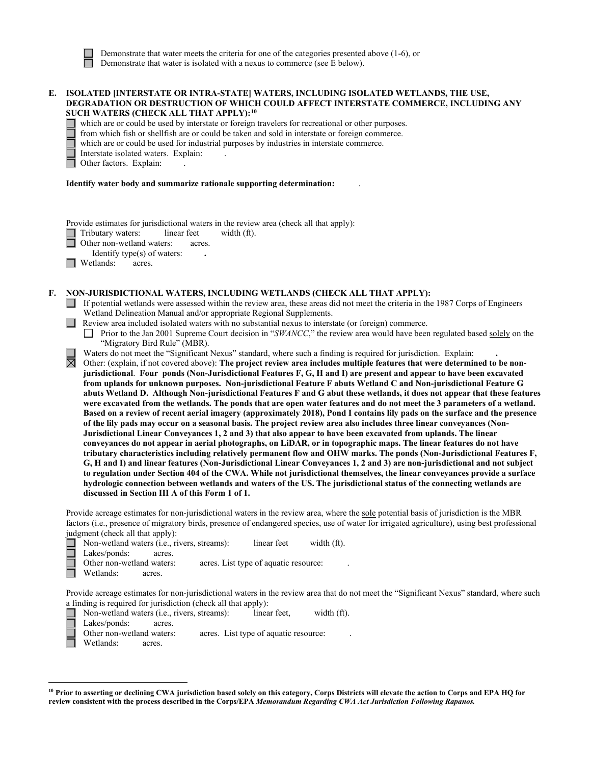- [ ] Demonstrate that water meets the criteria for one of the categories presented above (1-6), or
- [ ] Demonstrate that water is isolated with a nexus to commerce (see E below).

**E. ISOLATED [INTERSTATE OR INTRA-STATE] WATERS, INCLUDING ISOLATED WETLANDS, THE USE, DEGRADATION OR DESTRUCTION OF WHICH COULD AFFECT INTERSTATE COMMERCE, INCLUDING ANY SUCH WATERS (CHECK ALL THAT APPLY):[10]**

- [ ] which are or could be used by interstate or foreign travelers for recreational or other purposes.
- [ ] from which fish or shellfish are or could be taken and sold in interstate or foreign commerce.
- [ ] which are or could be used for industrial purposes by industries in interstate commerce.
- [ ] Interstate isolated waters. Explain: .
- [ ] Other factors. Explain: .

**Identify water body and summarize rationale supporting determination:** .

Provide estimates for jurisdictional waters in the review area (check all that apply):

- [ ] Tributary waters: linear feet width (ft).
- [ ] Other non-wetland waters: acres.
  - Identify type(s) of waters: **.**
- [ ] Wetlands: acres.

**F. NON-JURISDICTIONAL WATERS, INCLUDING WETLANDS (CHECK ALL THAT APPLY):**

- [ ] If potential wetlands were assessed within the review area, these areas did not meet the criteria in the 1987 Corps of Engineers Wetland Delineation Manual and/or appropriate Regional Supplements.
- [ ] Review area included isolated waters with no substantial nexus to interstate (or foreign) commerce.
  - [ ] Prior to the Jan 2001 Supreme Court decision in "*SWANCC*," the review area would have been regulated based solely on the "Migratory Bird Rule" (MBR).
- [ ] Waters do not meet the "Significant Nexus" standard, where such a finding is required for jurisdiction. Explain: **.**
- [x] Other: (explain, if not covered above): **The project review area includes multiple features that were determined to be non-jurisdictional**. **Four ponds (Non-Jurisdictional Features F, G, H and I) are present and appear to have been excavated from uplands for unknown purposes. Non-jurisdictional Feature F abuts Wetland C and Non-jurisdictional Feature G abuts Wetland D. Although Non-jurisdictional Features F and G abut these wetlands, it does not appear that these features were excavated from the wetlands. The ponds that are open water features and do not meet the 3 parameters of a wetland. Based on a review of recent aerial imagery (approximately 2018), Pond I contains lily pads on the surface and the presence of the lily pads may occur on a seasonal basis. The project review area also includes three linear conveyances (Non-Jurisdictional Linear Conveyances 1, 2 and 3) that also appear to have been excavated from uplands. The linear conveyances do not appear in aerial photographs, on LiDAR, or in topographic maps. The linear features do not have tributary characteristics including relatively permanent flow and OHW marks. The ponds (Non-Jurisdictional Features F, G, H and I) and linear features (Non-Jurisdictional Linear Conveyances 1, 2 and 3) are non-jurisdictional and not subject to regulation under Section 404 of the CWA. While not jurisdictional themselves, the linear conveyances provide a surface hydrologic connection between wetlands and waters of the US. The jurisdictional status of the connecting wetlands are discussed in Section III A of this Form 1 of 1.**

Provide acreage estimates for non-jurisdictional waters in the review area, where the sole potential basis of jurisdiction is the MBR factors (i.e., presence of migratory birds, presence of endangered species, use of water for irrigated agriculture), using best professional judgment (check all that apply):

- [ ] Non-wetland waters (i.e., rivers, streams): linear feet width (ft).
- [ ] Lakes/ponds: acres.
- [ ] Other non-wetland waters: acres. List type of aquatic resource: .
- [ ] Wetlands: acres.

Provide acreage estimates for non-jurisdictional waters in the review area that do not meet the "Significant Nexus" standard, where such a finding is required for jurisdiction (check all that apply):

- [ ] Non-wetland waters (i.e., rivers, streams): linear feet, width (ft).
- [ ] Lakes/ponds: acres.
- [ ] Other non-wetland waters: acres. List type of aquatic resource: .
- [ ] Wetlands: acres.

---

[10] **Prior to asserting or declining CWA jurisdiction based solely on this category, Corps Districts will elevate the action to Corps and EPA HQ for review consistent with the process described in the Corps/EPA *Memorandum Regarding CWA Act Jurisdiction Following Rapanos.***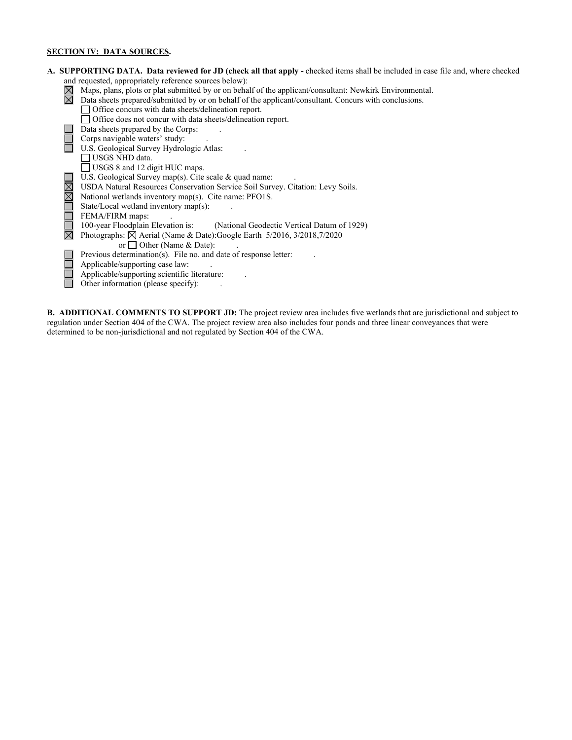**SECTION IV: DATA SOURCES.**

**A. SUPPORTING DATA. Data reviewed for JD (check all that apply -** checked items shall be included in case file and, where checked and requested, appropriately reference sources below):

- ☒ Maps, plans, plots or plat submitted by or on behalf of the applicant/consultant: Newkirk Environmental.
- ☒ Data sheets prepared/submitted by or on behalf of the applicant/consultant. Concurs with conclusions.
  - ☐ Office concurs with data sheets/delineation report.
  - ☐ Office does not concur with data sheets/delineation report.
- ☐ Data sheets prepared by the Corps: .
- ☐ Corps navigable waters' study: .
- ☐ U.S. Geological Survey Hydrologic Atlas: .
  - ☐ USGS NHD data.
  - ☐ USGS 8 and 12 digit HUC maps.
- ☐ U.S. Geological Survey map(s). Cite scale & quad name: .
- ☒ USDA Natural Resources Conservation Service Soil Survey. Citation: Levy Soils.
- ☒ National wetlands inventory map(s). Cite name: PFO1S.
- ☐ State/Local wetland inventory map(s): .
- ☐ FEMA/FIRM maps: .
- ☐ 100-year Floodplain Elevation is: (National Geodectic Vertical Datum of 1929)
- ☒ Photographs: ☒ Aerial (Name & Date):Google Earth 5/2016, 3/2018,7/2020
  - or ☐ Other (Name & Date): .
- ☐ Previous determination(s). File no. and date of response letter: .
- ☐ Applicable/supporting case law: .
- ☐ Applicable/supporting scientific literature: .
- ☐ Other information (please specify): .

**B. ADDITIONAL COMMENTS TO SUPPORT JD:** The project review area includes five wetlands that are jurisdictional and subject to regulation under Section 404 of the CWA. The project review area also includes four ponds and three linear conveyances that were determined to be non-jurisdictional and not regulated by Section 404 of the CWA.